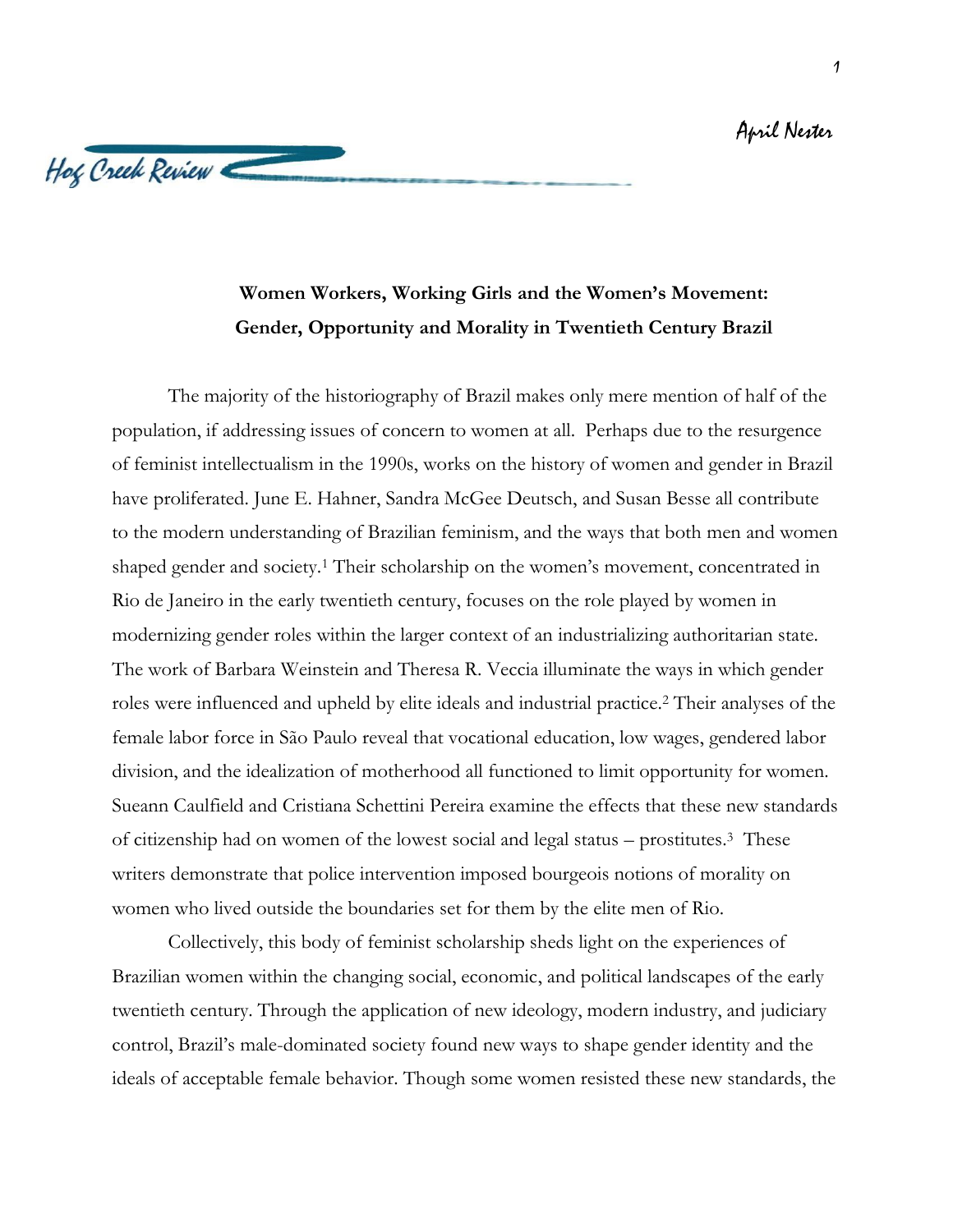April Nester

Hog Creek Review

## Women Workers, Working Girls and the Women's Movement: Gender, Opportunity and Morality in Twentieth Century Brazil

The majority of the historiography of Brazil makes only mere mention of half of the population, if addressing issues of concern to women at all. Perhaps due to the resurgence of feminist intellectualism in the 1990s, works on the history of women and gender in Brazil have proliferated. June E. Hahner, Sandra McGee Deutsch, and Susan Besse all contribute to the modern understanding of Brazilian feminism, and the ways that both men and women shaped gender and society.[1] Their scholarship on the women's movement, concentrated in Rio de Janeiro in the early twentieth century, focuses on the role played by women in modernizing gender roles within the larger context of an industrializing authoritarian state. The work of Barbara Weinstein and Theresa R. Veccia illuminate the ways in which gender roles were influenced and upheld by elite ideals and industrial practice.[2] Their analyses of the female labor force in São Paulo reveal that vocational education, low wages, gendered labor division, and the idealization of motherhood all functioned to limit opportunity for women. Sueann Caulfield and Cristiana Schettini Pereira examine the effects that these new standards of citizenship had on women of the lowest social and legal status – prostitutes.[3] These writers demonstrate that police intervention imposed bourgeois notions of morality on women who lived outside the boundaries set for them by the elite men of Rio.

Collectively, this body of feminist scholarship sheds light on the experiences of Brazilian women within the changing social, economic, and political landscapes of the early twentieth century. Through the application of new ideology, modern industry, and judiciary control, Brazil's male-dominated society found new ways to shape gender identity and the ideals of acceptable female behavior. Though some women resisted these new standards, the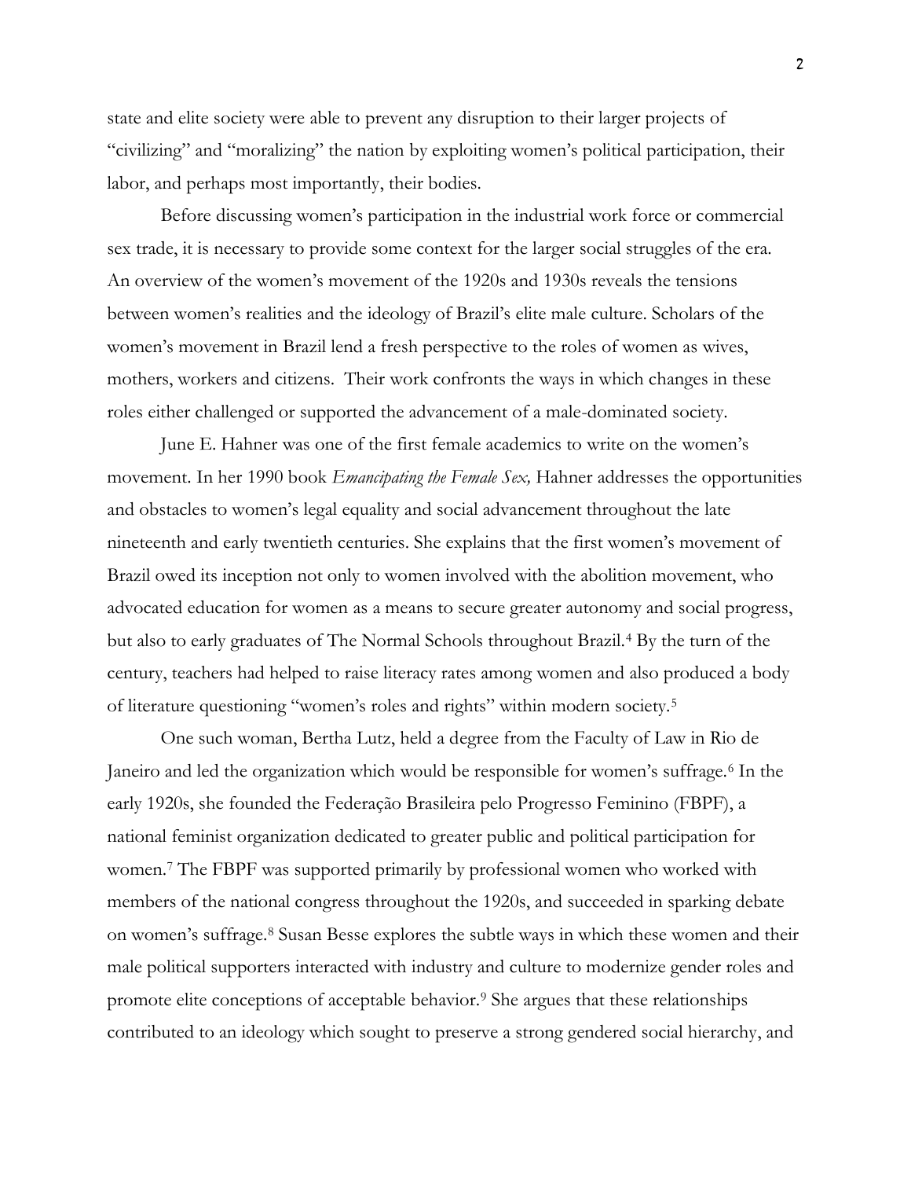state and elite society were able to prevent any disruption to their larger projects of "civilizing" and "moralizing" the nation by exploiting women's political participation, their labor, and perhaps most importantly, their bodies.

Before discussing women's participation in the industrial work force or commercial sex trade, it is necessary to provide some context for the larger social struggles of the era. An overview of the women's movement of the 1920s and 1930s reveals the tensions between women's realities and the ideology of Brazil's elite male culture. Scholars of the women's movement in Brazil lend a fresh perspective to the roles of women as wives, mothers, workers and citizens. Their work confronts the ways in which changes in these roles either challenged or supported the advancement of a male-dominated society.

June E. Hahner was one of the first female academics to write on the women's movement. In her 1990 book *Emancipating the Female Sex,* Hahner addresses the opportunities and obstacles to women's legal equality and social advancement throughout the late nineteenth and early twentieth centuries. She explains that the first women's movement of Brazil owed its inception not only to women involved with the abolition movement, who advocated education for women as a means to secure greater autonomy and social progress, but also to early graduates of The Normal Schools throughout Brazil.[4] By the turn of the century, teachers had helped to raise literacy rates among women and also produced a body of literature questioning "women's roles and rights" within modern society.[5]

One such woman, Bertha Lutz, held a degree from the Faculty of Law in Rio de Janeiro and led the organization which would be responsible for women's suffrage.[6] In the early 1920s, she founded the Federação Brasileira pelo Progresso Feminino (FBPF), a national feminist organization dedicated to greater public and political participation for women.[7] The FBPF was supported primarily by professional women who worked with members of the national congress throughout the 1920s, and succeeded in sparking debate on women's suffrage.[8] Susan Besse explores the subtle ways in which these women and their male political supporters interacted with industry and culture to modernize gender roles and promote elite conceptions of acceptable behavior.[9] She argues that these relationships contributed to an ideology which sought to preserve a strong gendered social hierarchy, and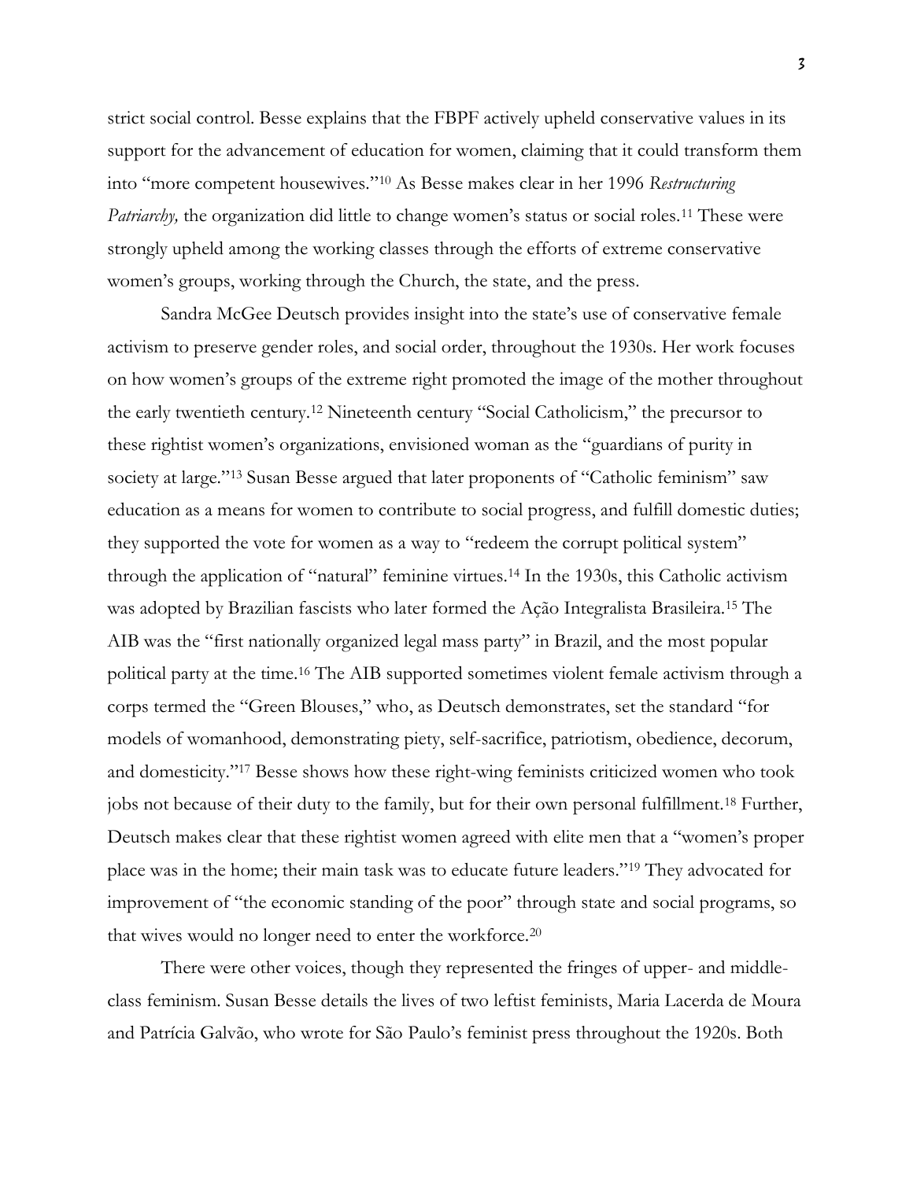strict social control. Besse explains that the FBPF actively upheld conservative values in its support for the advancement of education for women, claiming that it could transform them into "more competent housewives."[10] As Besse makes clear in her 1996 *Restructuring Patriarchy,* the organization did little to change women's status or social roles.[11] These were strongly upheld among the working classes through the efforts of extreme conservative women's groups, working through the Church, the state, and the press.

Sandra McGee Deutsch provides insight into the state's use of conservative female activism to preserve gender roles, and social order, throughout the 1930s. Her work focuses on how women's groups of the extreme right promoted the image of the mother throughout the early twentieth century.[12] Nineteenth century "Social Catholicism," the precursor to these rightist women's organizations, envisioned woman as the "guardians of purity in society at large."[13] Susan Besse argued that later proponents of "Catholic feminism" saw education as a means for women to contribute to social progress, and fulfill domestic duties; they supported the vote for women as a way to "redeem the corrupt political system" through the application of "natural" feminine virtues.[14] In the 1930s, this Catholic activism was adopted by Brazilian fascists who later formed the Ação Integralista Brasileira.[15] The AIB was the "first nationally organized legal mass party" in Brazil, and the most popular political party at the time.[16] The AIB supported sometimes violent female activism through a corps termed the "Green Blouses," who, as Deutsch demonstrates, set the standard "for models of womanhood, demonstrating piety, self-sacrifice, patriotism, obedience, decorum, and domesticity."[17] Besse shows how these right-wing feminists criticized women who took jobs not because of their duty to the family, but for their own personal fulfillment.[18] Further, Deutsch makes clear that these rightist women agreed with elite men that a "women's proper place was in the home; their main task was to educate future leaders."[19] They advocated for improvement of "the economic standing of the poor" through state and social programs, so that wives would no longer need to enter the workforce.[20]

There were other voices, though they represented the fringes of upper- and middle-class feminism. Susan Besse details the lives of two leftist feminists, Maria Lacerda de Moura and Patrícia Galvão, who wrote for São Paulo's feminist press throughout the 1920s. Both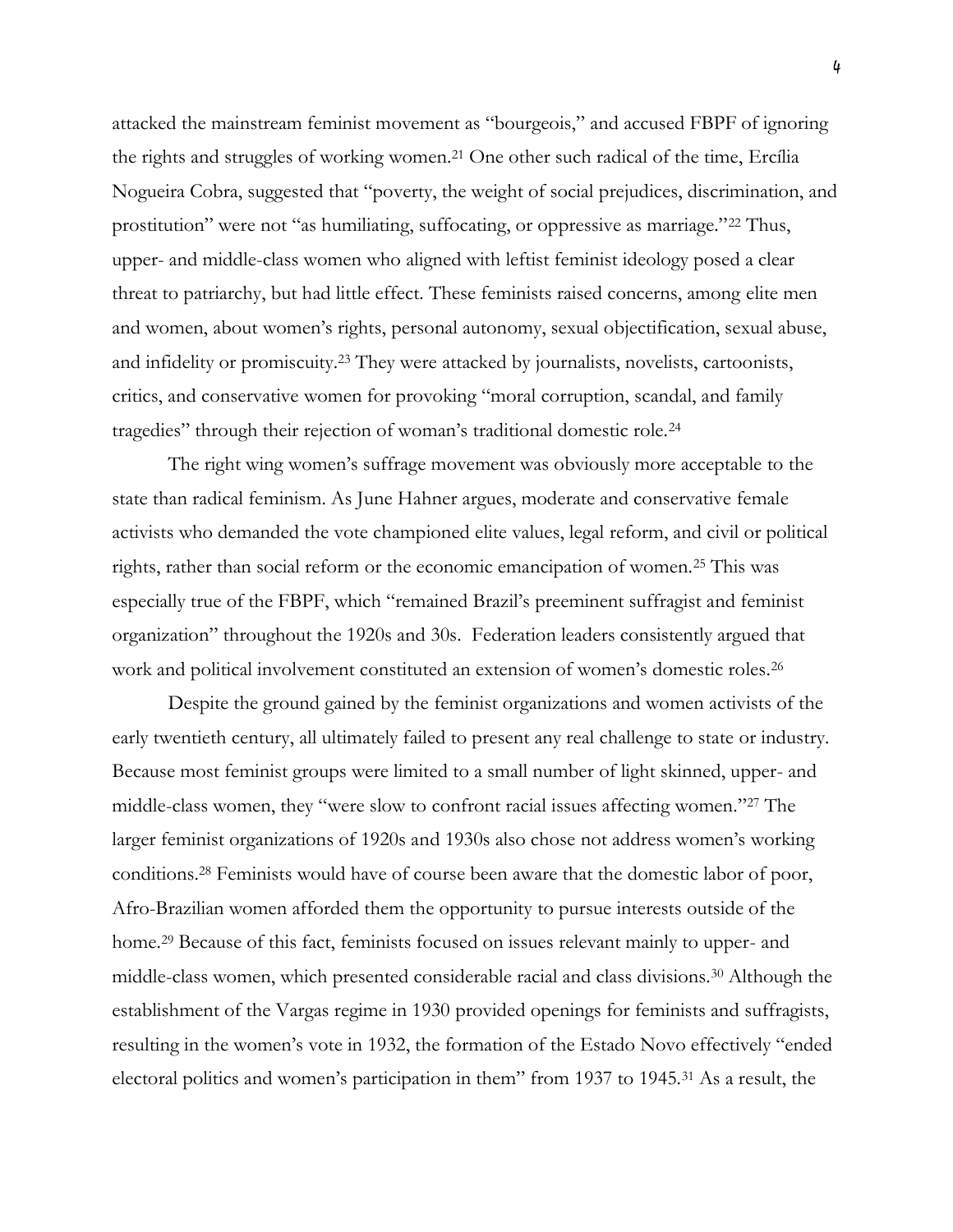attacked the mainstream feminist movement as "bourgeois," and accused FBPF of ignoring the rights and struggles of working women.[21] One other such radical of the time, Ercília Nogueira Cobra, suggested that "poverty, the weight of social prejudices, discrimination, and prostitution" were not "as humiliating, suffocating, or oppressive as marriage."[22] Thus, upper- and middle-class women who aligned with leftist feminist ideology posed a clear threat to patriarchy, but had little effect. These feminists raised concerns, among elite men and women, about women's rights, personal autonomy, sexual objectification, sexual abuse, and infidelity or promiscuity.[23] They were attacked by journalists, novelists, cartoonists, critics, and conservative women for provoking "moral corruption, scandal, and family tragedies" through their rejection of woman's traditional domestic role.[24]

The right wing women's suffrage movement was obviously more acceptable to the state than radical feminism. As June Hahner argues, moderate and conservative female activists who demanded the vote championed elite values, legal reform, and civil or political rights, rather than social reform or the economic emancipation of women.[25] This was especially true of the FBPF, which "remained Brazil's preeminent suffragist and feminist organization" throughout the 1920s and 30s. Federation leaders consistently argued that work and political involvement constituted an extension of women's domestic roles.[26]

Despite the ground gained by the feminist organizations and women activists of the early twentieth century, all ultimately failed to present any real challenge to state or industry. Because most feminist groups were limited to a small number of light skinned, upper- and middle-class women, they "were slow to confront racial issues affecting women."[27] The larger feminist organizations of 1920s and 1930s also chose not address women's working conditions.[28] Feminists would have of course been aware that the domestic labor of poor, Afro-Brazilian women afforded them the opportunity to pursue interests outside of the home.[29] Because of this fact, feminists focused on issues relevant mainly to upper- and middle-class women, which presented considerable racial and class divisions.[30] Although the establishment of the Vargas regime in 1930 provided openings for feminists and suffragists, resulting in the women's vote in 1932, the formation of the Estado Novo effectively "ended electoral politics and women's participation in them" from 1937 to 1945.[31] As a result, the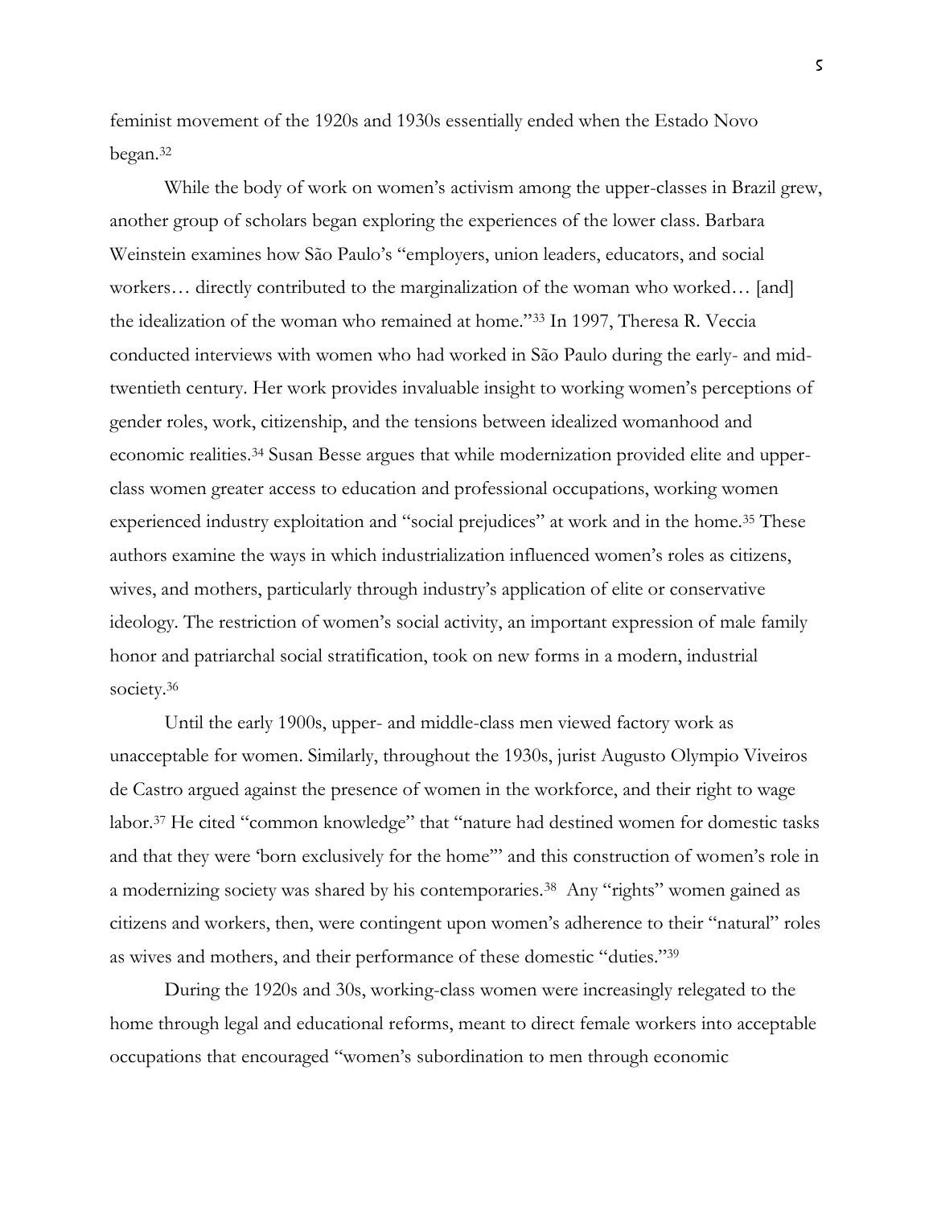feminist movement of the 1920s and 1930s essentially ended when the Estado Novo began.[32]

While the body of work on women's activism among the upper-classes in Brazil grew, another group of scholars began exploring the experiences of the lower class. Barbara Weinstein examines how São Paulo's "employers, union leaders, educators, and social workers… directly contributed to the marginalization of the woman who worked… [and] the idealization of the woman who remained at home."[33] In 1997, Theresa R. Veccia conducted interviews with women who had worked in São Paulo during the early- and mid-twentieth century. Her work provides invaluable insight to working women's perceptions of gender roles, work, citizenship, and the tensions between idealized womanhood and economic realities.[34] Susan Besse argues that while modernization provided elite and upper-class women greater access to education and professional occupations, working women experienced industry exploitation and "social prejudices" at work and in the home.[35] These authors examine the ways in which industrialization influenced women's roles as citizens, wives, and mothers, particularly through industry's application of elite or conservative ideology. The restriction of women's social activity, an important expression of male family honor and patriarchal social stratification, took on new forms in a modern, industrial society.[36]

Until the early 1900s, upper- and middle-class men viewed factory work as unacceptable for women. Similarly, throughout the 1930s, jurist Augusto Olympio Viveiros de Castro argued against the presence of women in the workforce, and their right to wage labor.[37] He cited "common knowledge" that "nature had destined women for domestic tasks and that they were 'born exclusively for the home'" and this construction of women's role in a modernizing society was shared by his contemporaries.[38] Any "rights" women gained as citizens and workers, then, were contingent upon women's adherence to their "natural" roles as wives and mothers, and their performance of these domestic "duties."[39]

During the 1920s and 30s, working-class women were increasingly relegated to the home through legal and educational reforms, meant to direct female workers into acceptable occupations that encouraged "women's subordination to men through economic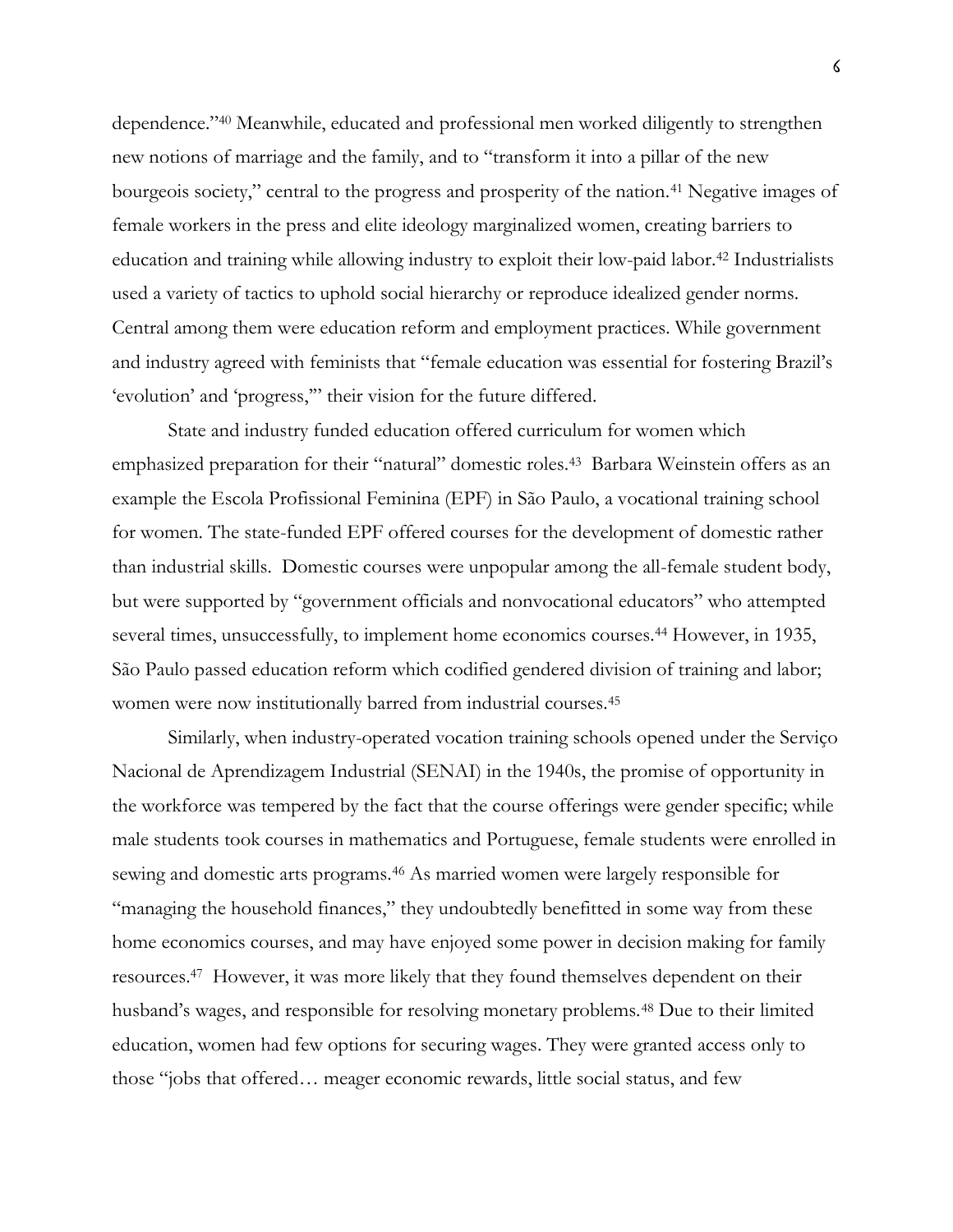dependence."[40] Meanwhile, educated and professional men worked diligently to strengthen new notions of marriage and the family, and to "transform it into a pillar of the new bourgeois society," central to the progress and prosperity of the nation.[41] Negative images of female workers in the press and elite ideology marginalized women, creating barriers to education and training while allowing industry to exploit their low-paid labor.[42] Industrialists used a variety of tactics to uphold social hierarchy or reproduce idealized gender norms. Central among them were education reform and employment practices. While government and industry agreed with feminists that "female education was essential for fostering Brazil's 'evolution' and 'progress,'" their vision for the future differed.

State and industry funded education offered curriculum for women which emphasized preparation for their "natural" domestic roles.[43] Barbara Weinstein offers as an example the Escola Profissional Feminina (EPF) in São Paulo, a vocational training school for women. The state-funded EPF offered courses for the development of domestic rather than industrial skills. Domestic courses were unpopular among the all-female student body, but were supported by "government officials and nonvocational educators" who attempted several times, unsuccessfully, to implement home economics courses.[44] However, in 1935, São Paulo passed education reform which codified gendered division of training and labor; women were now institutionally barred from industrial courses.[45]

Similarly, when industry-operated vocation training schools opened under the Serviço Nacional de Aprendizagem Industrial (SENAI) in the 1940s, the promise of opportunity in the workforce was tempered by the fact that the course offerings were gender specific; while male students took courses in mathematics and Portuguese, female students were enrolled in sewing and domestic arts programs.[46] As married women were largely responsible for "managing the household finances," they undoubtedly benefitted in some way from these home economics courses, and may have enjoyed some power in decision making for family resources.[47] However, it was more likely that they found themselves dependent on their husband's wages, and responsible for resolving monetary problems.[48] Due to their limited education, women had few options for securing wages. They were granted access only to those "jobs that offered… meager economic rewards, little social status, and few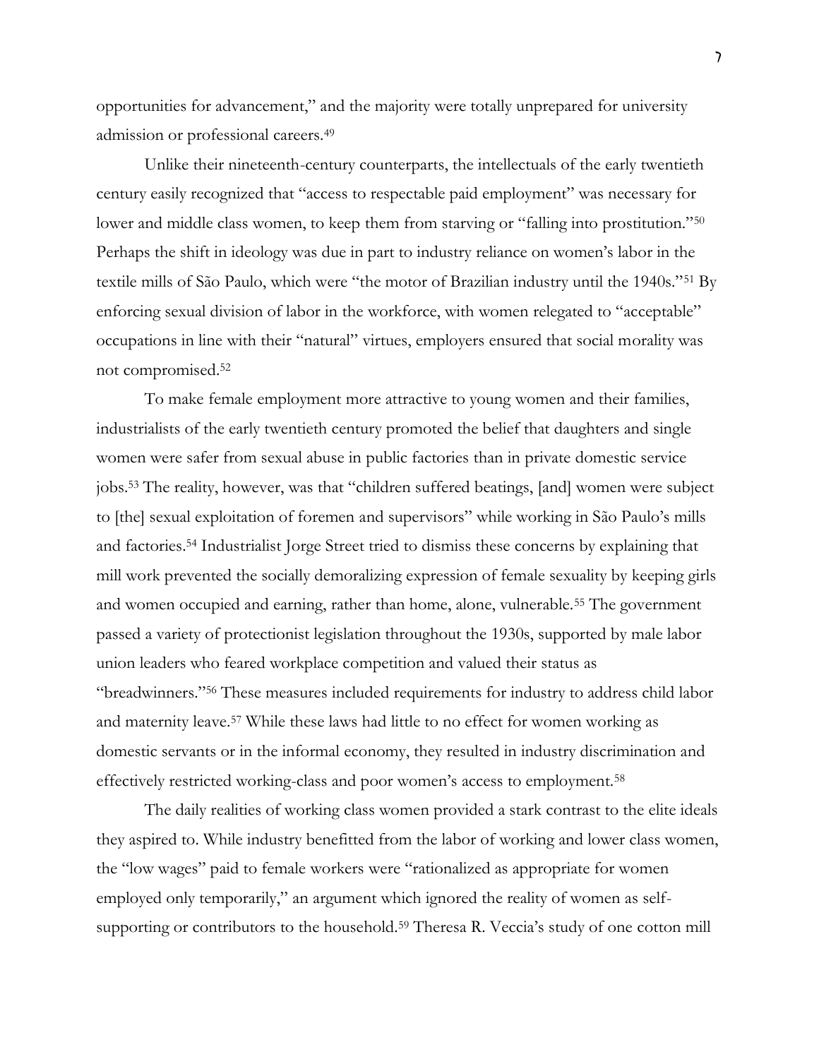opportunities for advancement," and the majority were totally unprepared for university admission or professional careers.[49]

Unlike their nineteenth-century counterparts, the intellectuals of the early twentieth century easily recognized that "access to respectable paid employment" was necessary for lower and middle class women, to keep them from starving or "falling into prostitution."[50] Perhaps the shift in ideology was due in part to industry reliance on women's labor in the textile mills of São Paulo, which were "the motor of Brazilian industry until the 1940s."[51] By enforcing sexual division of labor in the workforce, with women relegated to "acceptable" occupations in line with their "natural" virtues, employers ensured that social morality was not compromised.[52]

To make female employment more attractive to young women and their families, industrialists of the early twentieth century promoted the belief that daughters and single women were safer from sexual abuse in public factories than in private domestic service jobs.[53] The reality, however, was that "children suffered beatings, [and] women were subject to [the] sexual exploitation of foremen and supervisors" while working in São Paulo's mills and factories.[54] Industrialist Jorge Street tried to dismiss these concerns by explaining that mill work prevented the socially demoralizing expression of female sexuality by keeping girls and women occupied and earning, rather than home, alone, vulnerable.[55] The government passed a variety of protectionist legislation throughout the 1930s, supported by male labor union leaders who feared workplace competition and valued their status as "breadwinners."[56] These measures included requirements for industry to address child labor and maternity leave.[57] While these laws had little to no effect for women working as domestic servants or in the informal economy, they resulted in industry discrimination and effectively restricted working-class and poor women's access to employment.[58]

The daily realities of working class women provided a stark contrast to the elite ideals they aspired to. While industry benefitted from the labor of working and lower class women, the "low wages" paid to female workers were "rationalized as appropriate for women employed only temporarily," an argument which ignored the reality of women as self-supporting or contributors to the household.[59] Theresa R. Veccia's study of one cotton mill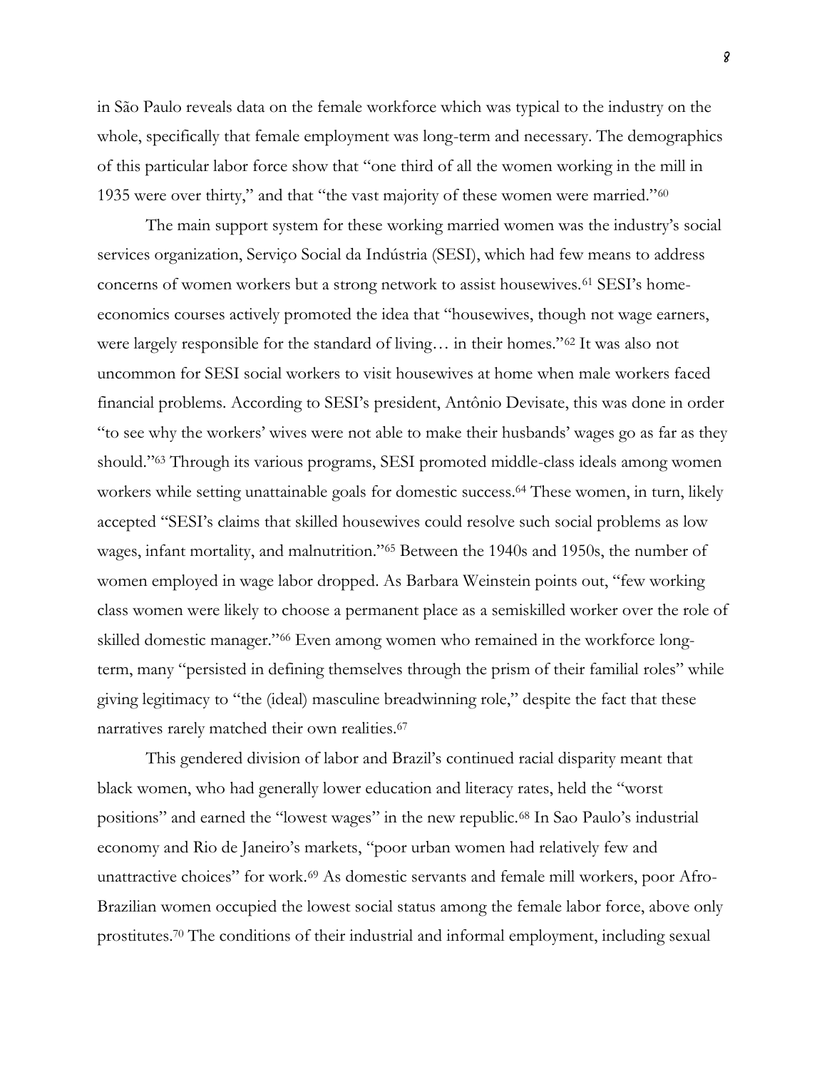in São Paulo reveals data on the female workforce which was typical to the industry on the whole, specifically that female employment was long-term and necessary. The demographics of this particular labor force show that "one third of all the women working in the mill in 1935 were over thirty," and that "the vast majority of these women were married."[60]

The main support system for these working married women was the industry's social services organization, Serviço Social da Indústria (SESI), which had few means to address concerns of women workers but a strong network to assist housewives.[61] SESI's home-economics courses actively promoted the idea that "housewives, though not wage earners, were largely responsible for the standard of living… in their homes."[62] It was also not uncommon for SESI social workers to visit housewives at home when male workers faced financial problems. According to SESI's president, Antônio Devisate, this was done in order "to see why the workers' wives were not able to make their husbands' wages go as far as they should."[63] Through its various programs, SESI promoted middle-class ideals among women workers while setting unattainable goals for domestic success.[64] These women, in turn, likely accepted "SESI's claims that skilled housewives could resolve such social problems as low wages, infant mortality, and malnutrition."[65] Between the 1940s and 1950s, the number of women employed in wage labor dropped. As Barbara Weinstein points out, "few working class women were likely to choose a permanent place as a semiskilled worker over the role of skilled domestic manager."[66] Even among women who remained in the workforce long-term, many "persisted in defining themselves through the prism of their familial roles" while giving legitimacy to "the (ideal) masculine breadwinning role," despite the fact that these narratives rarely matched their own realities.[67]

This gendered division of labor and Brazil's continued racial disparity meant that black women, who had generally lower education and literacy rates, held the "worst positions" and earned the "lowest wages" in the new republic.[68] In Sao Paulo's industrial economy and Rio de Janeiro's markets, "poor urban women had relatively few and unattractive choices" for work.[69] As domestic servants and female mill workers, poor Afro-Brazilian women occupied the lowest social status among the female labor force, above only prostitutes.[70] The conditions of their industrial and informal employment, including sexual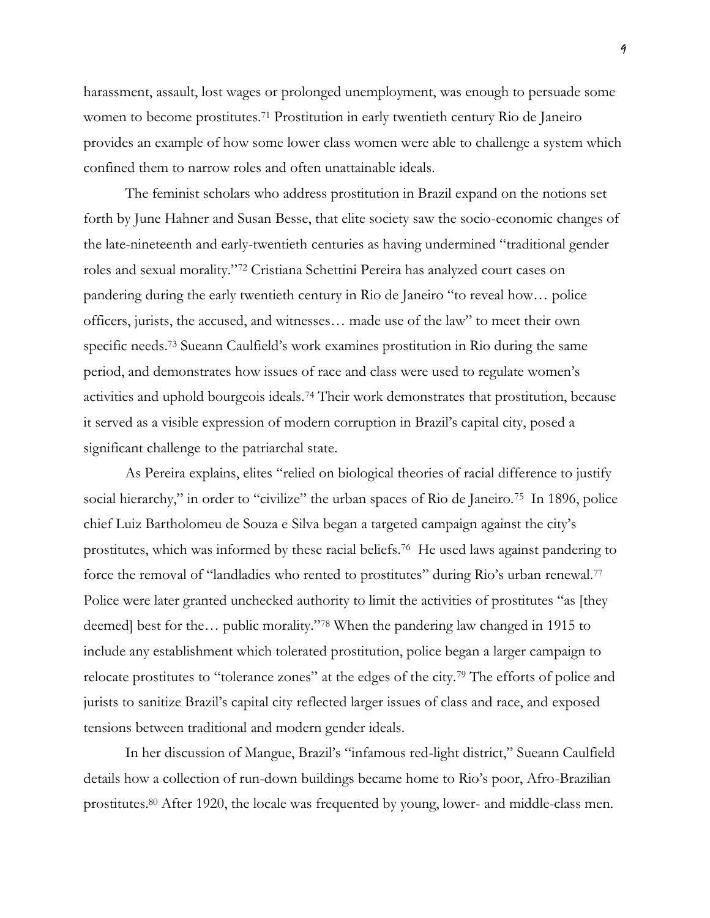harassment, assault, lost wages or prolonged unemployment, was enough to persuade some women to become prostitutes.[71] Prostitution in early twentieth century Rio de Janeiro provides an example of how some lower class women were able to challenge a system which confined them to narrow roles and often unattainable ideals.

The feminist scholars who address prostitution in Brazil expand on the notions set forth by June Hahner and Susan Besse, that elite society saw the socio-economic changes of the late-nineteenth and early-twentieth centuries as having undermined "traditional gender roles and sexual morality."[72] Cristiana Schettini Pereira has analyzed court cases on pandering during the early twentieth century in Rio de Janeiro "to reveal how… police officers, jurists, the accused, and witnesses… made use of the law" to meet their own specific needs.[73] Sueann Caulfield's work examines prostitution in Rio during the same period, and demonstrates how issues of race and class were used to regulate women's activities and uphold bourgeois ideals.[74] Their work demonstrates that prostitution, because it served as a visible expression of modern corruption in Brazil's capital city, posed a significant challenge to the patriarchal state.

As Pereira explains, elites "relied on biological theories of racial difference to justify social hierarchy," in order to "civilize" the urban spaces of Rio de Janeiro.[75] In 1896, police chief Luiz Bartholomeu de Souza e Silva began a targeted campaign against the city's prostitutes, which was informed by these racial beliefs.[76] He used laws against pandering to force the removal of "landladies who rented to prostitutes" during Rio's urban renewal.[77] Police were later granted unchecked authority to limit the activities of prostitutes "as [they deemed] best for the… public morality."[78] When the pandering law changed in 1915 to include any establishment which tolerated prostitution, police began a larger campaign to relocate prostitutes to "tolerance zones" at the edges of the city.[79] The efforts of police and jurists to sanitize Brazil's capital city reflected larger issues of class and race, and exposed tensions between traditional and modern gender ideals.

In her discussion of Mangue, Brazil's "infamous red-light district," Sueann Caulfield details how a collection of run-down buildings became home to Rio's poor, Afro-Brazilian prostitutes.[80] After 1920, the locale was frequented by young, lower- and middle-class men.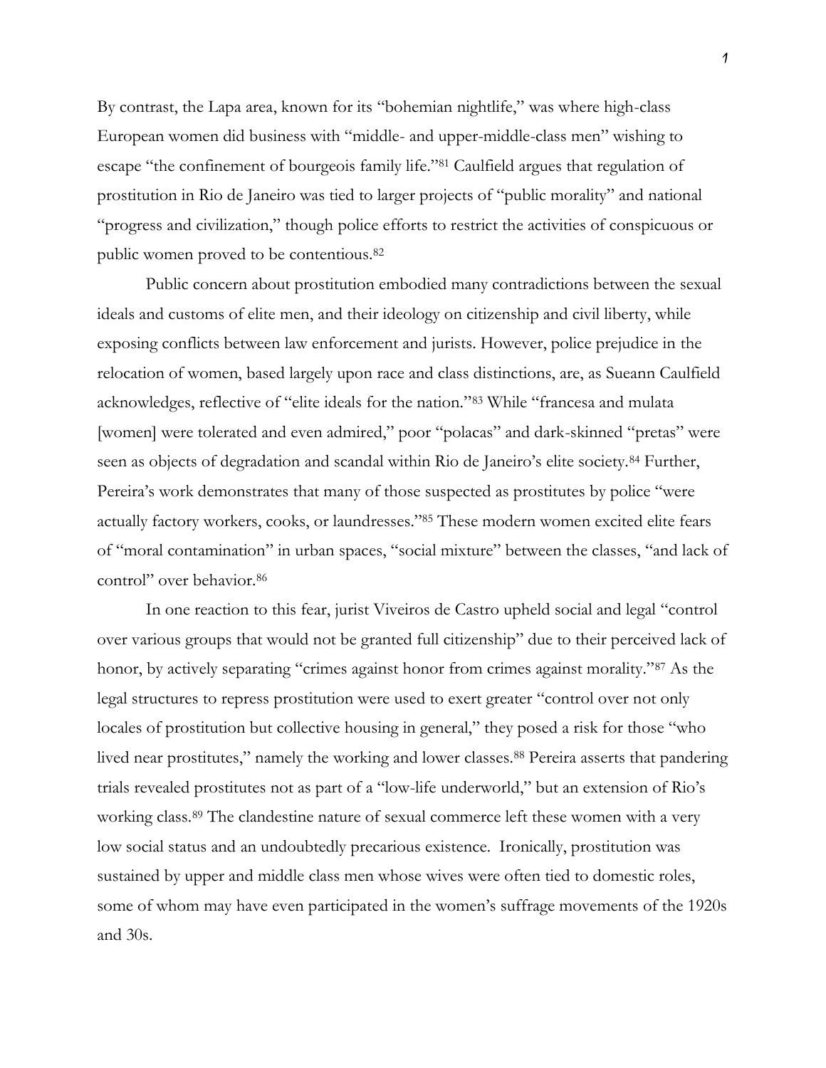By contrast, the Lapa area, known for its "bohemian nightlife," was where high-class European women did business with "middle- and upper-middle-class men" wishing to escape "the confinement of bourgeois family life."[81] Caulfield argues that regulation of prostitution in Rio de Janeiro was tied to larger projects of "public morality" and national "progress and civilization," though police efforts to restrict the activities of conspicuous or public women proved to be contentious.[82]

Public concern about prostitution embodied many contradictions between the sexual ideals and customs of elite men, and their ideology on citizenship and civil liberty, while exposing conflicts between law enforcement and jurists. However, police prejudice in the relocation of women, based largely upon race and class distinctions, are, as Sueann Caulfield acknowledges, reflective of "elite ideals for the nation."[83] While "francesa and mulata [women] were tolerated and even admired," poor "polacas" and dark-skinned "pretas" were seen as objects of degradation and scandal within Rio de Janeiro's elite society.[84] Further, Pereira's work demonstrates that many of those suspected as prostitutes by police "were actually factory workers, cooks, or laundresses."[85] These modern women excited elite fears of "moral contamination" in urban spaces, "social mixture" between the classes, "and lack of control" over behavior.[86]

In one reaction to this fear, jurist Viveiros de Castro upheld social and legal "control over various groups that would not be granted full citizenship" due to their perceived lack of honor, by actively separating "crimes against honor from crimes against morality."[87] As the legal structures to repress prostitution were used to exert greater "control over not only locales of prostitution but collective housing in general," they posed a risk for those "who lived near prostitutes," namely the working and lower classes.[88] Pereira asserts that pandering trials revealed prostitutes not as part of a "low-life underworld," but an extension of Rio's working class.[89] The clandestine nature of sexual commerce left these women with a very low social status and an undoubtedly precarious existence. Ironically, prostitution was sustained by upper and middle class men whose wives were often tied to domestic roles, some of whom may have even participated in the women's suffrage movements of the 1920s and 30s.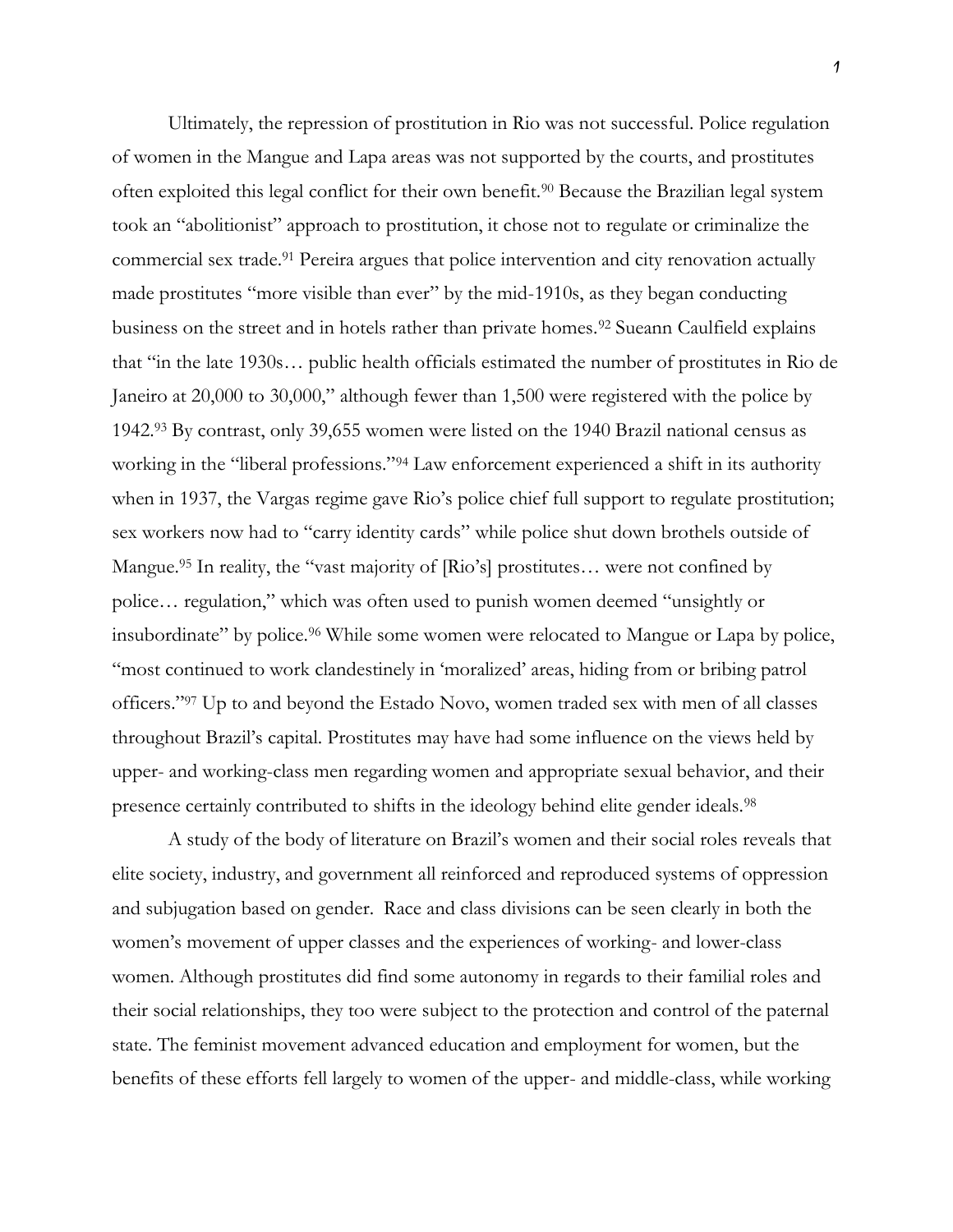Ultimately, the repression of prostitution in Rio was not successful. Police regulation of women in the Mangue and Lapa areas was not supported by the courts, and prostitutes often exploited this legal conflict for their own benefit.[90] Because the Brazilian legal system took an "abolitionist" approach to prostitution, it chose not to regulate or criminalize the commercial sex trade.[91] Pereira argues that police intervention and city renovation actually made prostitutes "more visible than ever" by the mid-1910s, as they began conducting business on the street and in hotels rather than private homes.[92] Sueann Caulfield explains that "in the late 1930s… public health officials estimated the number of prostitutes in Rio de Janeiro at 20,000 to 30,000," although fewer than 1,500 were registered with the police by 1942.[93] By contrast, only 39,655 women were listed on the 1940 Brazil national census as working in the "liberal professions."[94] Law enforcement experienced a shift in its authority when in 1937, the Vargas regime gave Rio's police chief full support to regulate prostitution; sex workers now had to "carry identity cards" while police shut down brothels outside of Mangue.[95] In reality, the "vast majority of [Rio's] prostitutes… were not confined by police… regulation," which was often used to punish women deemed "unsightly or insubordinate" by police.[96] While some women were relocated to Mangue or Lapa by police, "most continued to work clandestinely in 'moralized' areas, hiding from or bribing patrol officers."[97] Up to and beyond the Estado Novo, women traded sex with men of all classes throughout Brazil's capital. Prostitutes may have had some influence on the views held by upper- and working-class men regarding women and appropriate sexual behavior, and their presence certainly contributed to shifts in the ideology behind elite gender ideals.[98]

A study of the body of literature on Brazil's women and their social roles reveals that elite society, industry, and government all reinforced and reproduced systems of oppression and subjugation based on gender. Race and class divisions can be seen clearly in both the women's movement of upper classes and the experiences of working- and lower-class women. Although prostitutes did find some autonomy in regards to their familial roles and their social relationships, they too were subject to the protection and control of the paternal state. The feminist movement advanced education and employment for women, but the benefits of these efforts fell largely to women of the upper- and middle-class, while working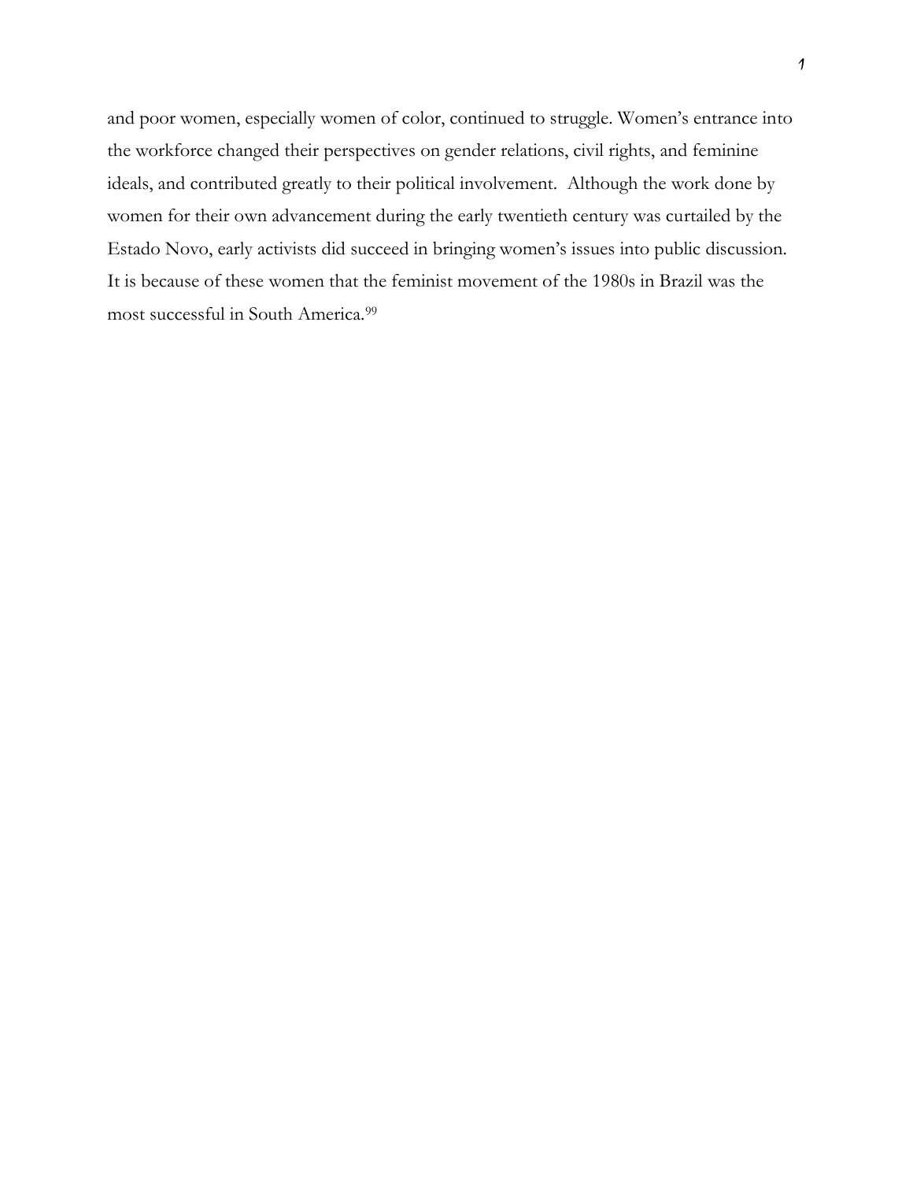and poor women, especially women of color, continued to struggle. Women's entrance into the workforce changed their perspectives on gender relations, civil rights, and feminine ideals, and contributed greatly to their political involvement. Although the work done by women for their own advancement during the early twentieth century was curtailed by the Estado Novo, early activists did succeed in bringing women's issues into public discussion. It is because of these women that the feminist movement of the 1980s in Brazil was the most successful in South America.[99]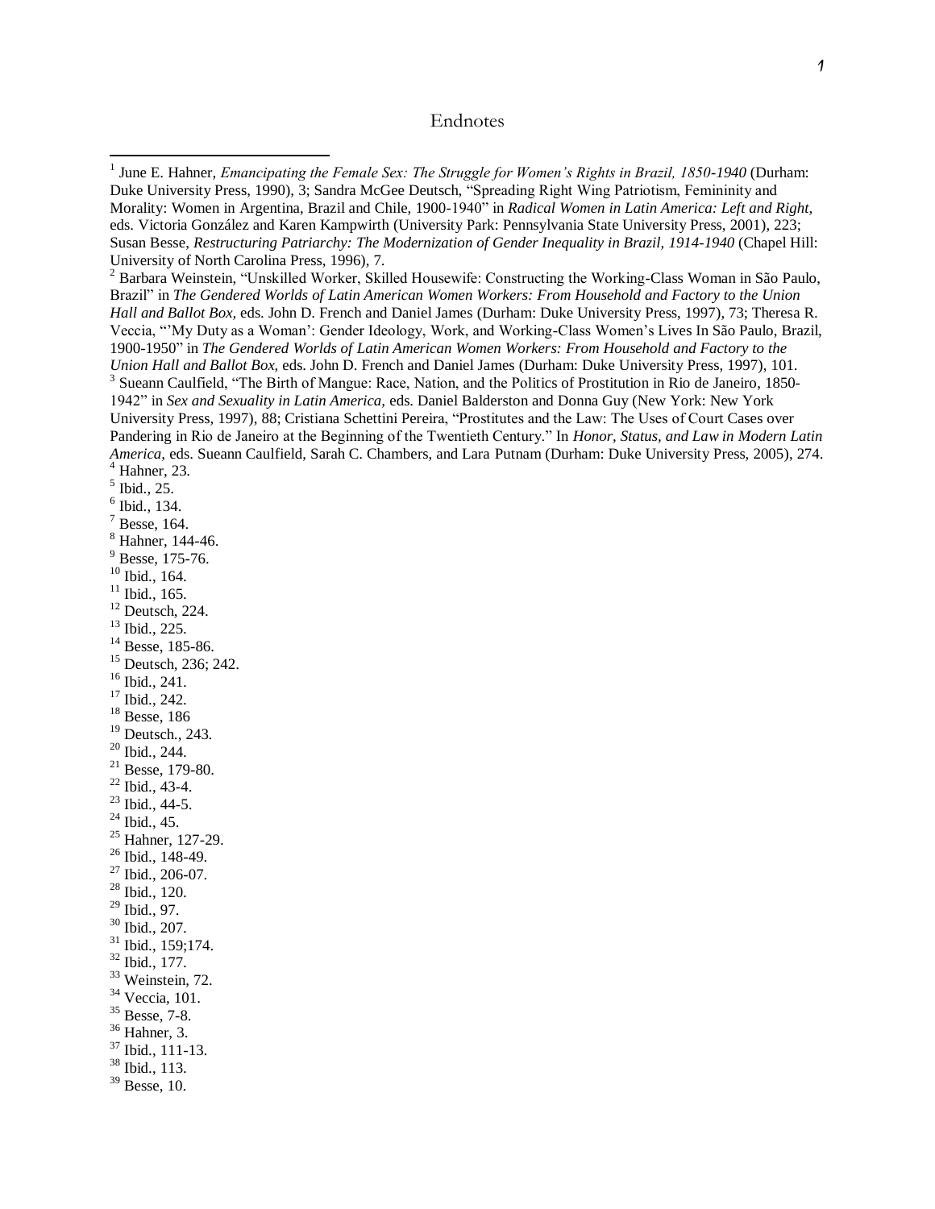# Endnotes

[1] June E. Hahner, *Emancipating the Female Sex: The Struggle for Women's Rights in Brazil, 1850-1940* (Durham: Duke University Press, 1990), 3; Sandra McGee Deutsch, "Spreading Right Wing Patriotism, Femininity and Morality: Women in Argentina, Brazil and Chile, 1900-1940" in *Radical Women in Latin America: Left and Right,* eds. Victoria González and Karen Kampwirth (University Park: Pennsylvania State University Press, 2001), 223; Susan Besse, *Restructuring Patriarchy: The Modernization of Gender Inequality in Brazil, 1914-1940* (Chapel Hill: University of North Carolina Press, 1996), 7.

[2] Barbara Weinstein, "Unskilled Worker, Skilled Housewife: Constructing the Working-Class Woman in São Paulo, Brazil" in *The Gendered Worlds of Latin American Women Workers: From Household and Factory to the Union Hall and Ballot Box,* eds. John D. French and Daniel James (Durham: Duke University Press, 1997), 73; Theresa R. Veccia, "'My Duty as a Woman': Gender Ideology, Work, and Working-Class Women's Lives In São Paulo, Brazil, 1900-1950" in *The Gendered Worlds of Latin American Women Workers: From Household and Factory to the Union Hall and Ballot Box,* eds. John D. French and Daniel James (Durham: Duke University Press, 1997), 101.

[3] Sueann Caulfield, "The Birth of Mangue: Race, Nation, and the Politics of Prostitution in Rio de Janeiro, 1850-1942" in *Sex and Sexuality in Latin America,* eds. Daniel Balderston and Donna Guy (New York: New York University Press, 1997), 88; Cristiana Schettini Pereira, "Prostitutes and the Law: The Uses of Court Cases over Pandering in Rio de Janeiro at the Beginning of the Twentieth Century." In *Honor, Status, and Law in Modern Latin America,* eds. Sueann Caulfield, Sarah C. Chambers, and Lara Putnam (Durham: Duke University Press, 2005), 274.

[4] Hahner, 23.

[5] Ibid., 25.

[6] Ibid., 134.

[7] Besse, 164.

[8] Hahner, 144-46.

[9] Besse, 175-76.

[10] Ibid., 164.

[11] Ibid., 165.

[12] Deutsch, 224.

[13] Ibid., 225.

[14] Besse, 185-86.

[15] Deutsch, 236; 242.

[16] Ibid., 241.

[17] Ibid., 242.

[18] Besse, 186

[19] Deutsch., 243.

[20] Ibid., 244.

[21] Besse, 179-80.

[22] Ibid., 43-4.

[23] Ibid., 44-5.

[24] Ibid., 45.

[25] Hahner, 127-29.

[26] Ibid., 148-49.

[27] Ibid., 206-07.

[28] Ibid., 120.

[29] Ibid., 97.

[30] Ibid., 207.

[31] Ibid., 159;174.

[32] Ibid., 177.

[33] Weinstein, 72.

[34] Veccia, 101.

[35] Besse, 7-8.

[36] Hahner, 3.

[37] Ibid., 111-13.

[38] Ibid., 113.

[39] Besse, 10.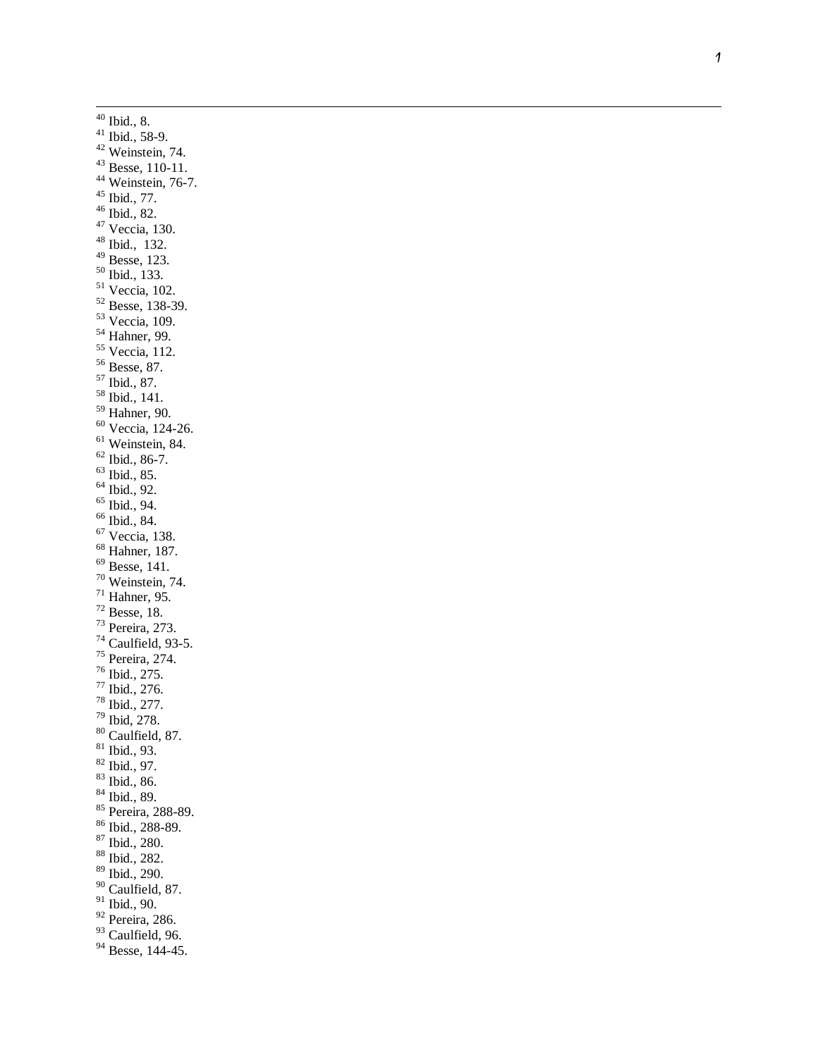[40] Ibid., 8.
[41] Ibid., 58-9.
[42] Weinstein, 74.
[43] Besse, 110-11.
[44] Weinstein, 76-7.
[45] Ibid., 77.
[46] Ibid., 82.
[47] Veccia, 130.
[48] Ibid., 132.
[49] Besse, 123.
[50] Ibid., 133.
[51] Veccia, 102.
[52] Besse, 138-39.
[53] Veccia, 109.
[54] Hahner, 99.
[55] Veccia, 112.
[56] Besse, 87.
[57] Ibid., 87.
[58] Ibid., 141.
[59] Hahner, 90.
[60] Veccia, 124-26.
[61] Weinstein, 84.
[62] Ibid., 86-7.
[63] Ibid., 85.
[64] Ibid., 92.
[65] Ibid., 94.
[66] Ibid., 84.
[67] Veccia, 138.
[68] Hahner, 187.
[69] Besse, 141.
[70] Weinstein, 74.
[71] Hahner, 95.
[72] Besse, 18.
[73] Pereira, 273.
[74] Caulfield, 93-5.
[75] Pereira, 274.
[76] Ibid., 275.
[77] Ibid., 276.
[78] Ibid., 277.
[79] Ibid, 278.
[80] Caulfield, 87.
[81] Ibid., 93.
[82] Ibid., 97.
[83] Ibid., 86.
[84] Ibid., 89.
[85] Pereira, 288-89.
[86] Ibid., 288-89.
[87] Ibid., 280.
[88] Ibid., 282.
[89] Ibid., 290.
[90] Caulfield, 87.
[91] Ibid., 90.
[92] Pereira, 286.
[93] Caulfield, 96.
[94] Besse, 144-45.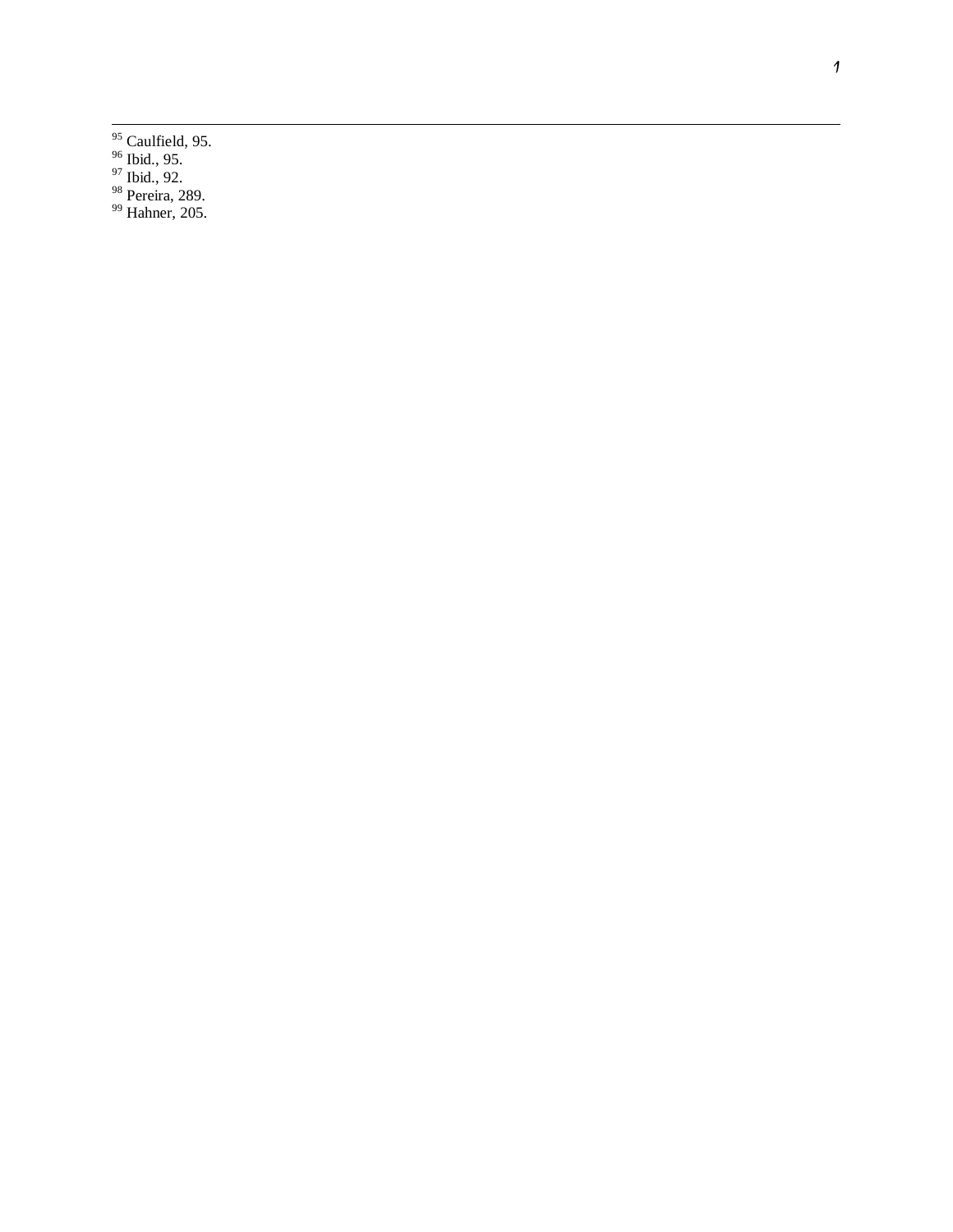[95] Caulfield, 95.
[96] Ibid., 95.
[97] Ibid., 92.
[98] Pereira, 289.
[99] Hahner, 205.